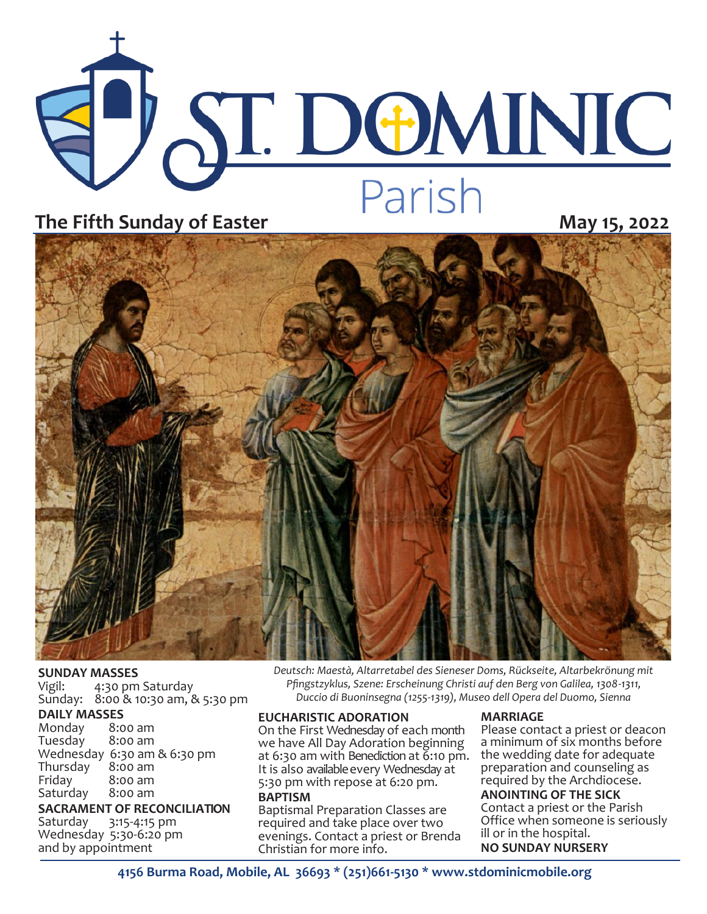# ST. DOMINIC Parish

**The Fifth Sunday of Easter** **May 15, 2022**

*Deutsch: Maestà, Altarretabel des Sieneser Doms, Rückseite, Altarbekrönung mit Pfingstzyklus, Szene: Erscheinung Christi auf den Berg von Galilea, 1308-1311, Duccio di Buoninsegna (1255-1319), Museo dell Opera del Duomo, Sienna*

**SUNDAY MASSES**
Vigil: 4:30 pm Saturday
Sunday: 8:00 & 10:30 am, & 5:30 pm

**DAILY MASSES**
Monday 8:00 am
Tuesday 8:00 am
Wednesday 6:30 am & 6:30 pm
Thursday 8:00 am
Friday 8:00 am
Saturday 8:00 am

**SACRAMENT OF RECONCILIATION**
Saturday 3:15-4:15 pm
Wednesday 5:30-6:20 pm
and by appointment

**EUCHARISTIC ADORATION**
On the First Wednesday of each month we have All Day Adoration beginning at 6:30 am with Benediction at 6:10 pm. It is also available every Wednesday at 5:30 pm with repose at 6:20 pm.

**BAPTISM**
Baptismal Preparation Classes are required and take place over two evenings. Contact a priest or Brenda Christian for more info.

**MARRIAGE**
Please contact a priest or deacon a minimum of six months before the wedding date for adequate preparation and counseling as required by the Archdiocese.

**ANOINTING OF THE SICK**
Contact a priest or the Parish Office when someone is seriously ill or in the hospital.

**NO SUNDAY NURSERY**

**4156 Burma Road, Mobile, AL 36693 * (251)661-5130 * www.stdominicmobile.org**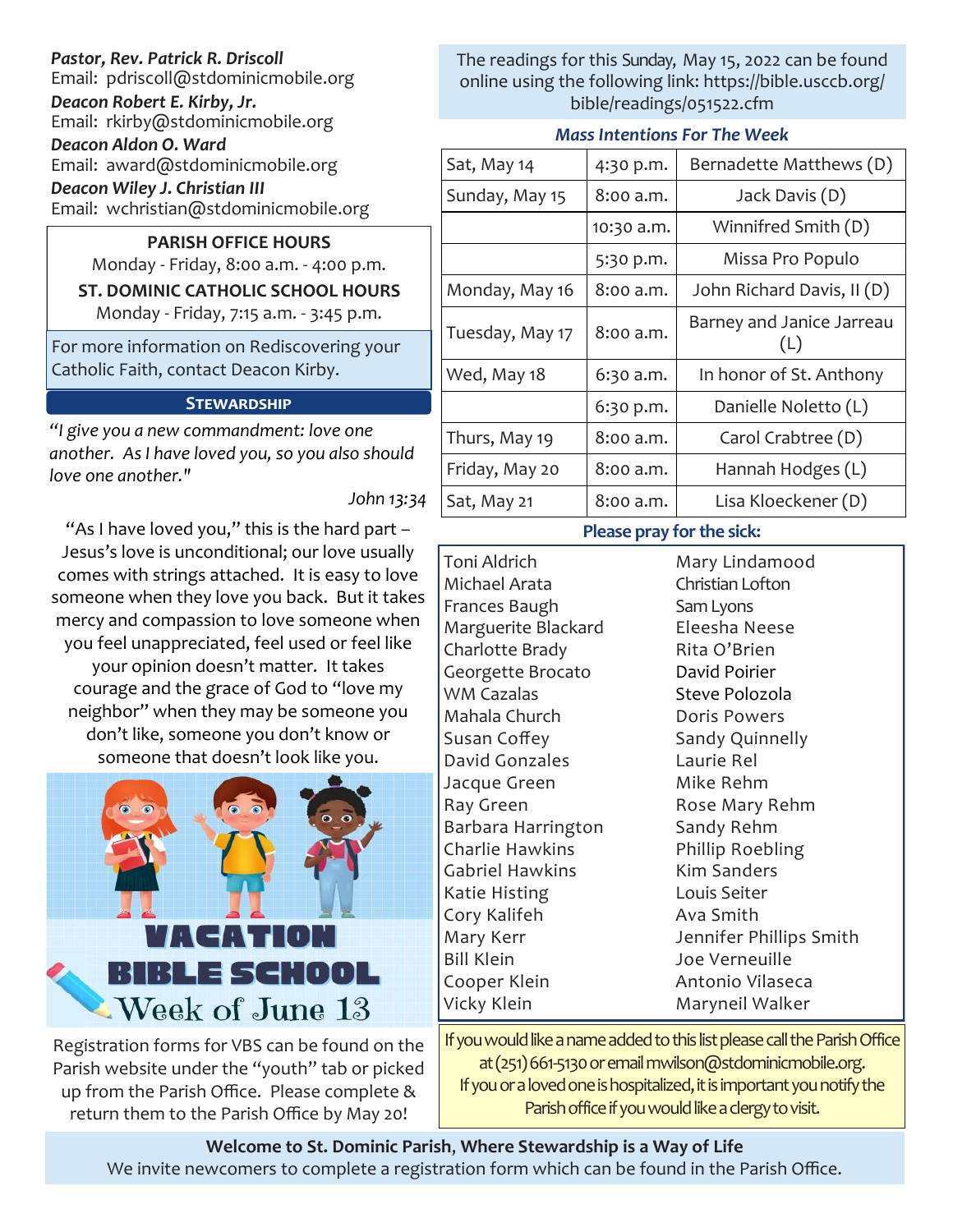***Pastor, Rev. Patrick R. Driscoll***
Email: pdriscoll@stdominicmobile.org

***Deacon Robert E. Kirby, Jr.***
Email: rkirby@stdominicmobile.org

***Deacon Aldon O. Ward***
Email: award@stdominicmobile.org

***Deacon Wiley J. Christian III***
Email: wchristian@stdominicmobile.org

**PARISH OFFICE HOURS**
Monday - Friday, 8:00 a.m. - 4:00 p.m.

**ST. DOMINIC CATHOLIC SCHOOL HOURS**
Monday - Friday, 7:15 a.m. - 3:45 p.m.

For more information on Rediscovering your Catholic Faith, contact Deacon Kirby.

## STEWARDSHIP

*"I give you a new commandment: love one another. As I have loved you, so you also should love one another."*

*John 13:34*

"As I have loved you," this is the hard part – Jesus's love is unconditional; our love usually comes with strings attached. It is easy to love someone when they love you back. But it takes mercy and compassion to love someone when you feel unappreciated, feel used or feel like your opinion doesn't matter. It takes courage and the grace of God to "love my neighbor" when they may be someone you don't like, someone you don't know or someone that doesn't look like you.

## VACATION BIBLE SCHOOL
## Week of June 13

Registration forms for VBS can be found on the Parish website under the "youth" tab or picked up from the Parish Office. Please complete & return them to the Parish Office by May 20!

The readings for this Sunday, May 15, 2022 can be found online using the following link: https://bible.usccb.org/bible/readings/051522.cfm

### *Mass Intentions For The Week*

| | | |
|---|---|---|
| Sat, May 14 | 4:30 p.m. | Bernadette Matthews (D) |
| Sunday, May 15 | 8:00 a.m. | Jack Davis (D) |
| | 10:30 a.m. | Winnifred Smith (D) |
| | 5:30 p.m. | Missa Pro Populo |
| Monday, May 16 | 8:00 a.m. | John Richard Davis, II (D) |
| Tuesday, May 17 | 8:00 a.m. | Barney and Janice Jarreau (L) |
| Wed, May 18 | 6:30 a.m. | In honor of St. Anthony |
| | 6:30 p.m. | Danielle Noletto (L) |
| Thurs, May 19 | 8:00 a.m. | Carol Crabtree (D) |
| Friday, May 20 | 8:00 a.m. | Hannah Hodges (L) |
| Sat, May 21 | 8:00 a.m. | Lisa Kloeckener (D) |

### Please pray for the sick:

Toni Aldrich
Michael Arata
Frances Baugh
Marguerite Blackard
Charlotte Brady
Georgette Brocato
WM Cazalas
Mahala Church
Susan Coffey
David Gonzales
Jacque Green
Ray Green
Barbara Harrington
Charlie Hawkins
Gabriel Hawkins
Katie Histing
Cory Kalifeh
Mary Kerr
Bill Klein
Cooper Klein
Vicky Klein
Mary Lindamood
Christian Lofton
Sam Lyons
Eleesha Neese
Rita O'Brien
David Poirier
Steve Polozola
Doris Powers
Sandy Quinnelly
Laurie Rel
Mike Rehm
Rose Mary Rehm
Sandy Rehm
Phillip Roebling
Kim Sanders
Louis Seiter
Ava Smith
Jennifer Phillips Smith
Joe Verneuille
Antonio Vilaseca
Maryneil Walker

If you would like a name added to this list please call the Parish Office at (251) 661-5130 or email mwilson@stdominicmobile.org. If you or a loved one is hospitalized, it is important you notify the Parish office if you would like a clergy to visit.

**Welcome to St. Dominic Parish, Where Stewardship is a Way of Life**
We invite newcomers to complete a registration form which can be found in the Parish Office.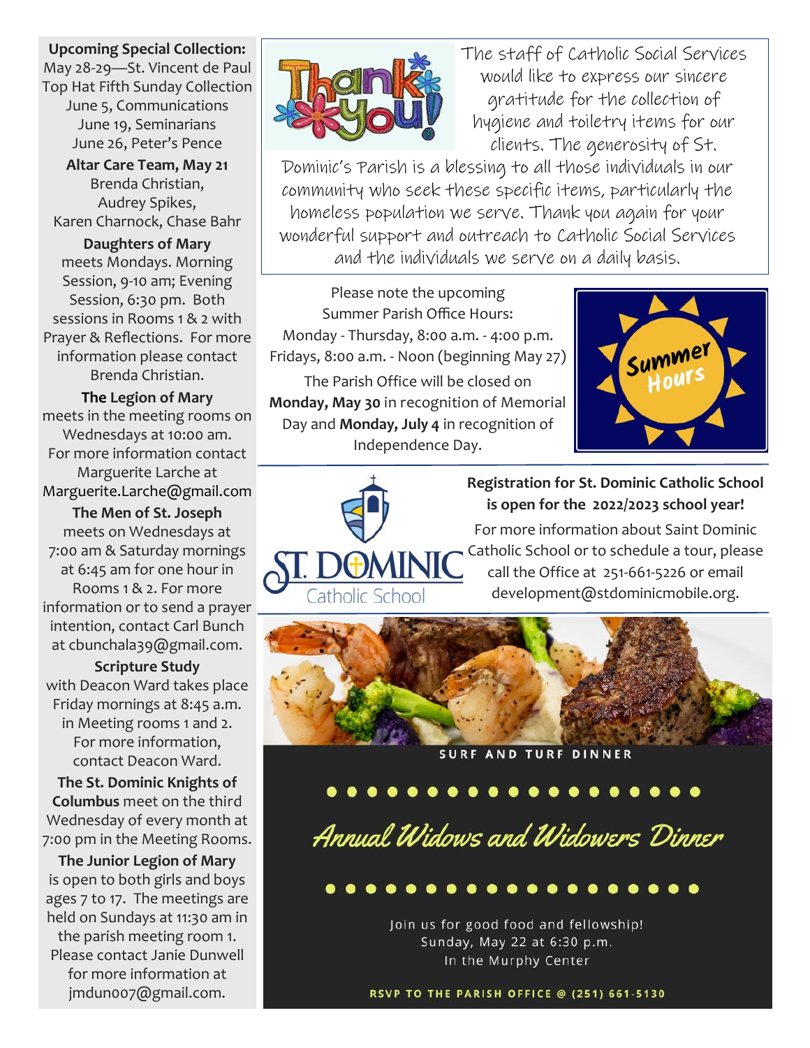**Upcoming Special Collection:**
May 28-29—St. Vincent de Paul Top Hat Fifth Sunday Collection
June 5, Communications
June 19, Seminarians
June 26, Peter's Pence

**Altar Care Team, May 21**
Brenda Christian,
Audrey Spikes,
Karen Charnock, Chase Bahr

**Daughters of Mary**
meets Mondays. Morning Session, 9-10 am; Evening Session, 6:30 pm. Both sessions in Rooms 1 & 2 with Prayer & Reflections. For more information please contact Brenda Christian.

**The Legion of Mary**
meets in the meeting rooms on Wednesdays at 10:00 am. For more information contact Marguerite Larche at Marguerite.Larche@gmail.com

**The Men of St. Joseph**
meets on Wednesdays at 7:00 am & Saturday mornings at 6:45 am for one hour in Rooms 1 & 2. For more information or to send a prayer intention, contact Carl Bunch at cbunchala39@gmail.com.

**Scripture Study**
with Deacon Ward takes place Friday mornings at 8:45 a.m. in Meeting rooms 1 and 2. For more information, contact Deacon Ward.

**The St. Dominic Knights of Columbus** meet on the third Wednesday of every month at 7:00 pm in the Meeting Rooms.

**The Junior Legion of Mary**
is open to both girls and boys ages 7 to 17. The meetings are held on Sundays at 11:30 am in the parish meeting room 1. Please contact Janie Dunwell for more information at jmdun007@gmail.com.

Thank You!

The staff of Catholic Social Services would like to express our sincere gratitude for the collection of hygiene and toiletry items for our clients. The generosity of St. Dominic's Parish is a blessing to all those individuals in our community who seek these specific items, particularly the homeless population we serve. Thank you again for your wonderful support and outreach to Catholic Social Services and the individuals we serve on a daily basis.

Please note the upcoming Summer Parish Office Hours:
Monday - Thursday, 8:00 a.m. - 4:00 p.m.
Fridays, 8:00 a.m. - Noon (beginning May 27)
The Parish Office will be closed on **Monday, May 30** in recognition of Memorial Day and **Monday, July 4** in recognition of Independence Day.

Summer Hours

St. Dominic Catholic School

**Registration for St. Dominic Catholic School is open for the 2022/2023 school year!**
For more information about Saint Dominic Catholic School or to schedule a tour, please call the Office at 251-661-5226 or email development@stdominicmobile.org.

SURF AND TURF DINNER

*Annual Widows and Widowers Dinner*

Join us for good food and fellowship!
Sunday, May 22 at 6:30 p.m.
In the Murphy Center

RSVP TO THE PARISH OFFICE @ (251) 661-5130